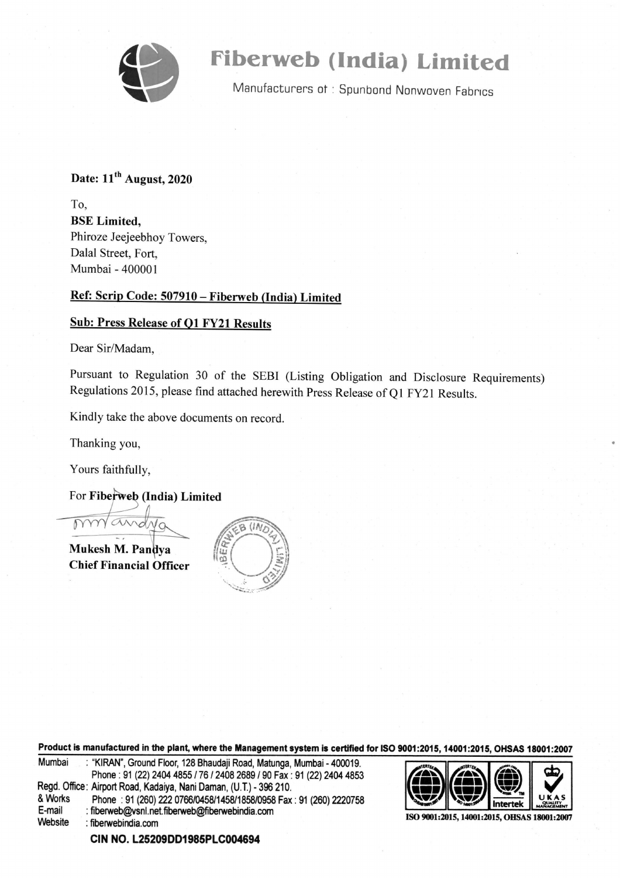# Fiberweb (India) Limited

Manufacturers of : Spunbond Nonwoven Fabrics

**Date: 11th August, 2020**

To,
**BSE Limited,**
Phiroze Jeejeebhoy Towers,
Dalal Street, Fort,
Mumbai - 400001

**Ref: Scrip Code: 507910 – Fiberweb (India) Limited**

**Sub: Press Release of Q1 FY21 Results**

Dear Sir/Madam,

Pursuant to Regulation 30 of the SEBI (Listing Obligation and Disclosure Requirements) Regulations 2015, please find attached herewith Press Release of Q1 FY21 Results.

Kindly take the above documents on record.

Thanking you,

Yours faithfully,

For **Fiberweb (India) Limited**

**Mukesh M. Pandya**
**Chief Financial Officer**

**Product is manufactured in the plant, where the Management system is certified for ISO 9001:2015, 14001:2015, OHSAS 18001:2007**

Mumbai : "KIRAN", Ground Floor, 128 Bhaudaji Road, Matunga, Mumbai - 400019.
Phone : 91 (22) 2404 4855 / 76 / 2408 2689 / 90 Fax : 91 (22) 2404 4853
Regd. Office & Works : Airport Road, Kadaiya, Nani Daman, (U.T.) - 396 210.
Phone : 91 (260) 222 0766/0458/1458/1858/0958 Fax : 91 (260) 2220758
E-mail : fiberweb@vsnl.net.fiberweb@fiberwebindia.com
Website : fiberwebindia.com

ISO 9001:2015, 14001:2015, OHSAS 18001:2007

**CIN NO. L25209DD1985PLC004694**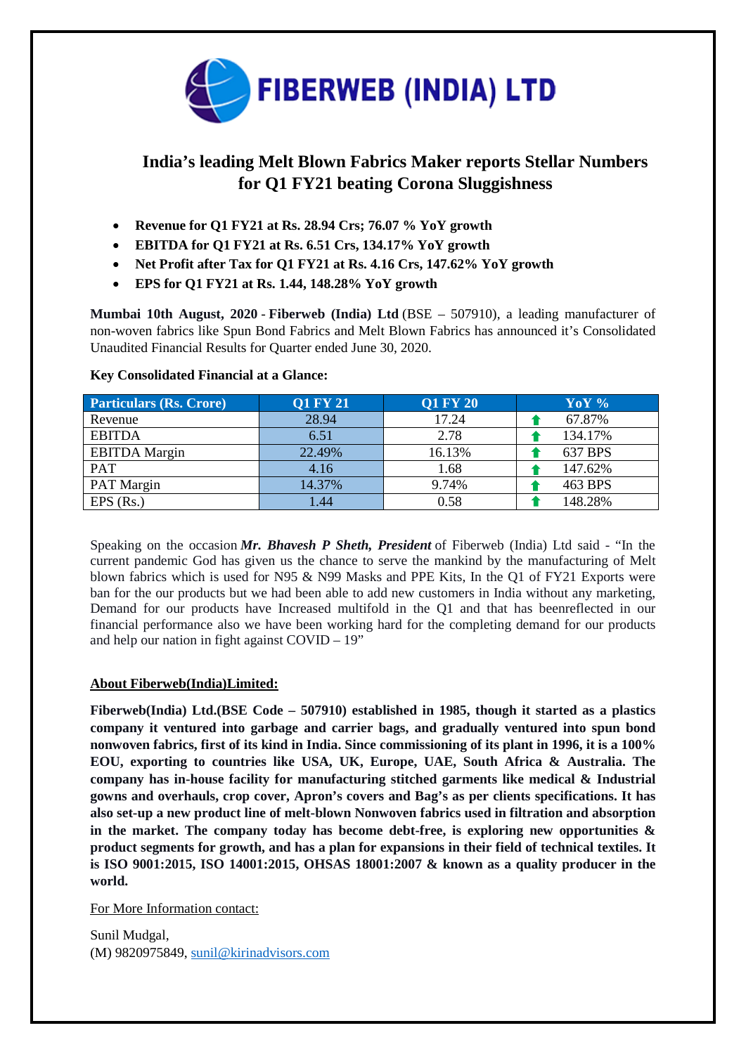# FIBERWEB (INDIA) LTD

## India's leading Melt Blown Fabrics Maker reports Stellar Numbers for Q1 FY21 beating Corona Sluggishness

- **Revenue for Q1 FY21 at Rs. 28.94 Crs; 76.07 % YoY growth**
- **EBITDA for Q1 FY21 at Rs. 6.51 Crs, 134.17% YoY growth**
- **Net Profit after Tax for Q1 FY21 at Rs. 4.16 Crs, 147.62% YoY growth**
- **EPS for Q1 FY21 at Rs. 1.44, 148.28% YoY growth**

**Mumbai 10th August, 2020** - **Fiberweb (India) Ltd** (BSE – 507910), a leading manufacturer of non-woven fabrics like Spun Bond Fabrics and Melt Blown Fabrics has announced it's Consolidated Unaudited Financial Results for Quarter ended June 30, 2020.

**Key Consolidated Financial at a Glance:**

| Particulars (Rs. Crore) | Q1 FY 21 | Q1 FY 20 | YoY % |
|---|---|---|---|
| Revenue | 28.94 | 17.24 | ⬆ 67.87% |
| EBITDA | 6.51 | 2.78 | ⬆ 134.17% |
| EBITDA Margin | 22.49% | 16.13% | ⬆ 637 BPS |
| PAT | 4.16 | 1.68 | ⬆ 147.62% |
| PAT Margin | 14.37% | 9.74% | ⬆ 463 BPS |
| EPS (Rs.) | 1.44 | 0.58 | ⬆ 148.28% |

Speaking on the occasion ***Mr. Bhavesh P Sheth, President*** of Fiberweb (India) Ltd said - "In the current pandemic God has given us the chance to serve the mankind by the manufacturing of Melt blown fabrics which is used for N95 & N99 Masks and PPE Kits, In the Q1 of FY21 Exports were ban for the our products but we had been able to add new customers in India without any marketing, Demand for our products have Increased multifold in the Q1 and that has beenreflected in our financial performance also we have been working hard for the completing demand for our products and help our nation in fight against COVID – 19"

**About Fiberweb(India)Limited:**

**Fiberweb(India) Ltd.(BSE Code – 507910) established in 1985, though it started as a plastics company it ventured into garbage and carrier bags, and gradually ventured into spun bond nonwoven fabrics, first of its kind in India. Since commissioning of its plant in 1996, it is a 100% EOU, exporting to countries like USA, UK, Europe, UAE, South Africa & Australia. The company has in-house facility for manufacturing stitched garments like medical & Industrial gowns and overhauls, crop cover, Apron's covers and Bag's as per clients specifications. It has also set-up a new product line of melt-blown Nonwoven fabrics used in filtration and absorption in the market. The company today has become debt-free, is exploring new opportunities & product segments for growth, and has a plan for expansions in their field of technical textiles. It is ISO 9001:2015, ISO 14001:2015, OHSAS 18001:2007 & known as a quality producer in the world.**

For More Information contact:

Sunil Mudgal,
(M) 9820975849, sunil@kirinadvisors.com